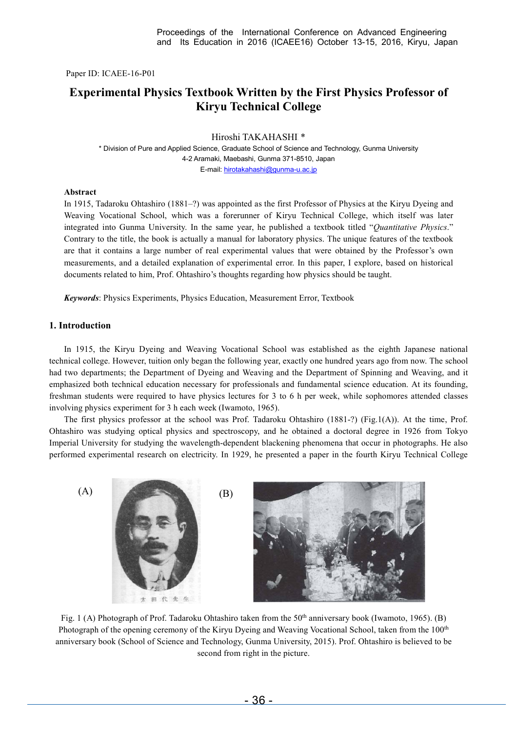Paper ID: ICAEE-16-P01

# Experimental Physics Textbook Written by the First Physics Professor of Kiryu Technical College

Hiroshi TAKAHASHI *

\* Division of Pure and Applied Science, Graduate School of Science and Technology, Gunma University
4-2 Aramaki, Maebashi, Gunma 371-8510, Japan
E-mail: hirotakahashi@gunma-u.ac.jp

### Abstract

In 1915, Tadaroku Ohtashiro (1881–?) was appointed as the first Professor of Physics at the Kiryu Dyeing and Weaving Vocational School, which was a forerunner of Kiryu Technical College, which itself was later integrated into Gunma University. In the same year, he published a textbook titled "*Quantitative Physics*." Contrary to the title, the book is actually a manual for laboratory physics. The unique features of the textbook are that it contains a large number of real experimental values that were obtained by the Professor's own measurements, and a detailed explanation of experimental error. In this paper, I explore, based on historical documents related to him, Prof. Ohtashiro's thoughts regarding how physics should be taught.

***Keywords***: Physics Experiments, Physics Education, Measurement Error, Textbook

## 1. Introduction

In 1915, the Kiryu Dyeing and Weaving Vocational School was established as the eighth Japanese national technical college. However, tuition only began the following year, exactly one hundred years ago from now. The school had two departments; the Department of Dyeing and Weaving and the Department of Spinning and Weaving, and it emphasized both technical education necessary for professionals and fundamental science education. At its founding, freshman students were required to have physics lectures for 3 to 6 h per week, while sophomores attended classes involving physics experiment for 3 h each week (Iwamoto, 1965).

The first physics professor at the school was Prof. Tadaroku Ohtashiro (1881-?) (Fig.1(A)). At the time, Prof. Ohtashiro was studying optical physics and spectroscopy, and he obtained a doctoral degree in 1926 from Tokyo Imperial University for studying the wavelength-dependent blackening phenomena that occur in photographs. He also performed experimental research on electricity. In 1929, he presented a paper in the fourth Kiryu Technical College

(A) (B)

Fig. 1 (A) Photograph of Prof. Tadaroku Ohtashiro taken from the 50th anniversary book (Iwamoto, 1965). (B) Photograph of the opening ceremony of the Kiryu Dyeing and Weaving Vocational School, taken from the 100th anniversary book (School of Science and Technology, Gunma University, 2015). Prof. Ohtashiro is believed to be second from right in the picture.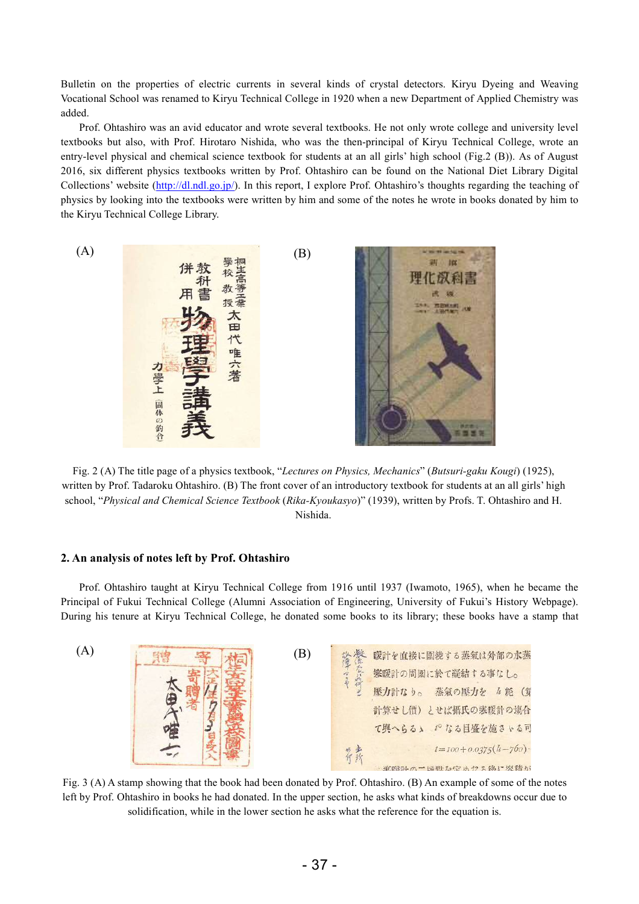Bulletin on the properties of electric currents in several kinds of crystal detectors. Kiryu Dyeing and Weaving Vocational School was renamed to Kiryu Technical College in 1920 when a new Department of Applied Chemistry was added.

Prof. Ohtashiro was an avid educator and wrote several textbooks. He not only wrote college and university level textbooks but also, with Prof. Hirotaro Nishida, who was the then-principal of Kiryu Technical College, wrote an entry-level physical and chemical science textbook for students at an all girls' high school (Fig.2 (B)). As of August 2016, six different physics textbooks written by Prof. Ohtashiro can be found on the National Diet Library Digital Collections' website (http://dl.ndl.go.jp/). In this report, I explore Prof. Ohtashiro's thoughts regarding the teaching of physics by looking into the textbooks were written by him and some of the notes he wrote in books donated by him to the Kiryu Technical College Library.

Fig. 2 (A) The title page of a physics textbook, "*Lectures on Physics, Mechanics*" (*Butsuri-gaku Kougi*) (1925), written by Prof. Tadaroku Ohtashiro. (B) The front cover of an introductory textbook for students at an all girls' high school, "*Physical and Chemical Science Textbook* (*Rika-Kyoukasyo*)" (1939), written by Profs. T. Ohtashiro and H. Nishida.

## 2. An analysis of notes left by Prof. Ohtashiro

Prof. Ohtashiro taught at Kiryu Technical College from 1916 until 1937 (Iwamoto, 1965), when he became the Principal of Fukui Technical College (Alumni Association of Engineering, University of Fukui's History Webpage). During his tenure at Kiryu Technical College, he donated some books to its library; these books have a stamp that

Fig. 3 (A) A stamp showing that the book had been donated by Prof. Ohtashiro. (B) An example of some of the notes left by Prof. Ohtashiro in books he had donated. In the upper section, he asks what kinds of breakdowns occur due to solidification, while in the lower section he asks what the reference for the equation is.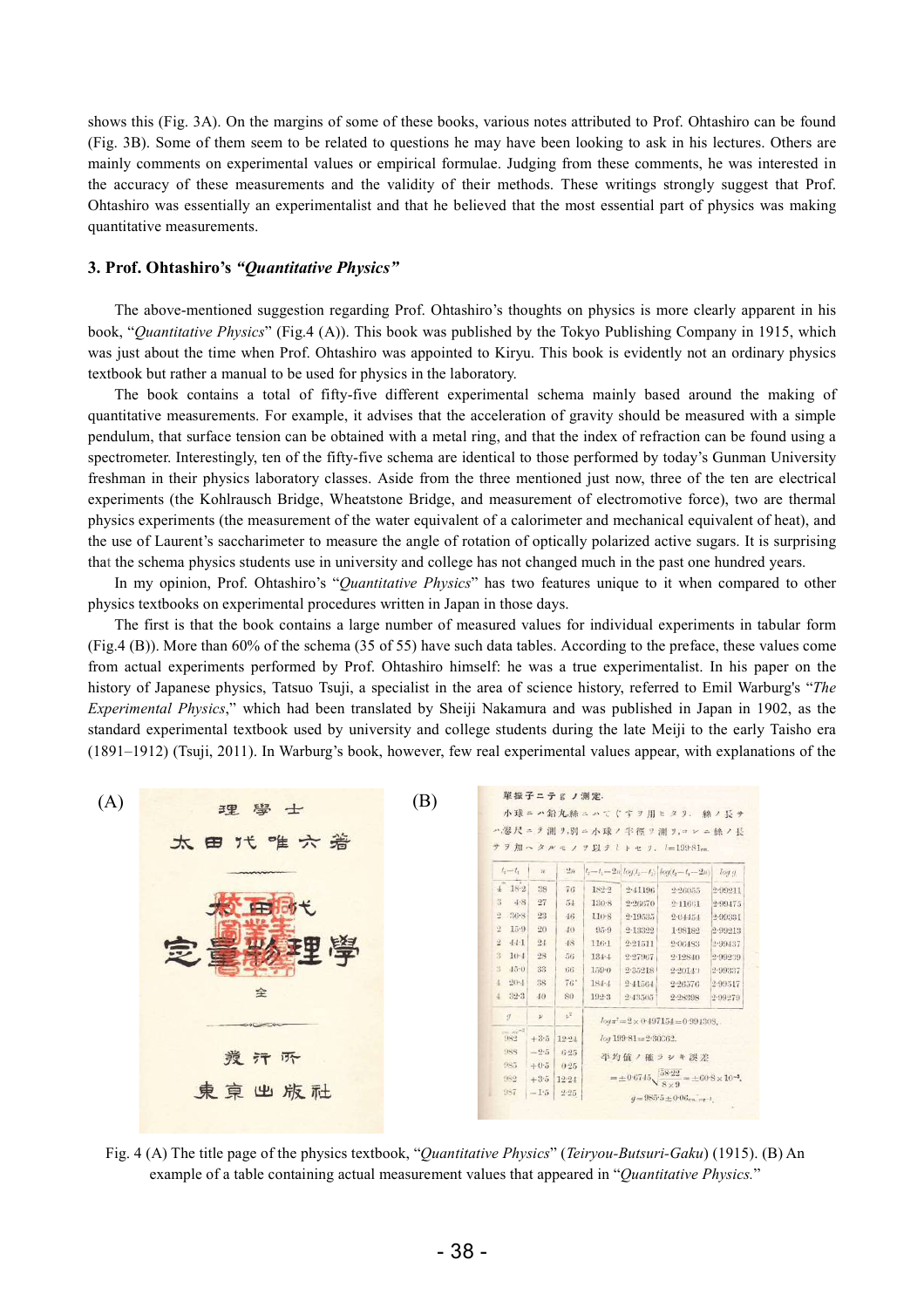shows this (Fig. 3A). On the margins of some of these books, various notes attributed to Prof. Ohtashiro can be found (Fig. 3B). Some of them seem to be related to questions he may have been looking to ask in his lectures. Others are mainly comments on experimental values or empirical formulae. Judging from these comments, he was interested in the accuracy of these measurements and the validity of their methods. These writings strongly suggest that Prof. Ohtashiro was essentially an experimentalist and that he believed that the most essential part of physics was making quantitative measurements.

### 3. Prof. Ohtashiro's *"Quantitative Physics"*

The above-mentioned suggestion regarding Prof. Ohtashiro's thoughts on physics is more clearly apparent in his book, "*Quantitative Physics*" (Fig.4 (A)). This book was published by the Tokyo Publishing Company in 1915, which was just about the time when Prof. Ohtashiro was appointed to Kiryu. This book is evidently not an ordinary physics textbook but rather a manual to be used for physics in the laboratory.

The book contains a total of fifty-five different experimental schema mainly based around the making of quantitative measurements. For example, it advises that the acceleration of gravity should be measured with a simple pendulum, that surface tension can be obtained with a metal ring, and that the index of refraction can be found using a spectrometer. Interestingly, ten of the fifty-five schema are identical to those performed by today's Gunman University freshman in their physics laboratory classes. Aside from the three mentioned just now, three of the ten are electrical experiments (the Kohlrausch Bridge, Wheatstone Bridge, and measurement of electromotive force), two are thermal physics experiments (the measurement of the water equivalent of a calorimeter and mechanical equivalent of heat), and the use of Laurent's saccharimeter to measure the angle of rotation of optically polarized active sugars. It is surprising that the schema physics students use in university and college has not changed much in the past one hundred years.

In my opinion, Prof. Ohtashiro's "*Quantitative Physics*" has two features unique to it when compared to other physics textbooks on experimental procedures written in Japan in those days.

The first is that the book contains a large number of measured values for individual experiments in tabular form (Fig.4 (B)). More than 60% of the schema (35 of 55) have such data tables. According to the preface, these values come from actual experiments performed by Prof. Ohtashiro himself: he was a true experimentalist. In his paper on the history of Japanese physics, Tatsuo Tsuji, a specialist in the area of science history, referred to Emil Warburg's "*The Experimental Physics*," which had been translated by Sheiji Nakamura and was published in Japan in 1902, as the standard experimental textbook used by university and college students during the late Meiji to the early Taisho era (1891–1912) (Tsuji, 2011). In Warburg's book, however, few real experimental values appear, with explanations of the

Fig. 4 (A) The title page of the physics textbook, "*Quantitative Physics*" (*Teiryou-Butsuri-Gaku*) (1915). (B) An example of a table containing actual measurement values that appeared in "*Quantitative Physics.*"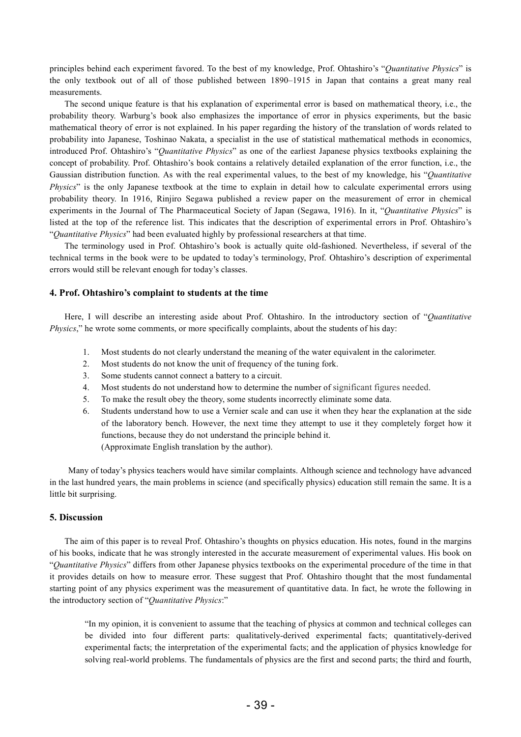principles behind each experiment favored. To the best of my knowledge, Prof. Ohtashiro's "*Quantitative Physics*" is the only textbook out of all of those published between 1890–1915 in Japan that contains a great many real measurements.

The second unique feature is that his explanation of experimental error is based on mathematical theory, i.e., the probability theory. Warburg's book also emphasizes the importance of error in physics experiments, but the basic mathematical theory of error is not explained. In his paper regarding the history of the translation of words related to probability into Japanese, Toshinao Nakata, a specialist in the use of statistical mathematical methods in economics, introduced Prof. Ohtashiro's "*Quantitative Physics*" as one of the earliest Japanese physics textbooks explaining the concept of probability. Prof. Ohtashiro's book contains a relatively detailed explanation of the error function, i.e., the Gaussian distribution function. As with the real experimental values, to the best of my knowledge, his "*Quantitative Physics*" is the only Japanese textbook at the time to explain in detail how to calculate experimental errors using probability theory. In 1916, Rinjiro Segawa published a review paper on the measurement of error in chemical experiments in the Journal of The Pharmaceutical Society of Japan (Segawa, 1916). In it, "*Quantitative Physics*" is listed at the top of the reference list. This indicates that the description of experimental errors in Prof. Ohtashiro's "*Quantitative Physics*" had been evaluated highly by professional researchers at that time.

The terminology used in Prof. Ohtashiro's book is actually quite old-fashioned. Nevertheless, if several of the technical terms in the book were to be updated to today's terminology, Prof. Ohtashiro's description of experimental errors would still be relevant enough for today's classes.

#### 4. Prof. Ohtashiro's complaint to students at the time

Here, I will describe an interesting aside about Prof. Ohtashiro. In the introductory section of "*Quantitative Physics*," he wrote some comments, or more specifically complaints, about the students of his day:

1. Most students do not clearly understand the meaning of the water equivalent in the calorimeter.
2. Most students do not know the unit of frequency of the tuning fork.
3. Some students cannot connect a battery to a circuit.
4. Most students do not understand how to determine the number of significant figures needed.
5. To make the result obey the theory, some students incorrectly eliminate some data.
6. Students understand how to use a Vernier scale and can use it when they hear the explanation at the side of the laboratory bench. However, the next time they attempt to use it they completely forget how it functions, because they do not understand the principle behind it.
   (Approximate English translation by the author).

Many of today's physics teachers would have similar complaints. Although science and technology have advanced in the last hundred years, the main problems in science (and specifically physics) education still remain the same. It is a little bit surprising.

#### 5. Discussion

The aim of this paper is to reveal Prof. Ohtashiro's thoughts on physics education. His notes, found in the margins of his books, indicate that he was strongly interested in the accurate measurement of experimental values. His book on "*Quantitative Physics*" differs from other Japanese physics textbooks on the experimental procedure of the time in that it provides details on how to measure error. These suggest that Prof. Ohtashiro thought that the most fundamental starting point of any physics experiment was the measurement of quantitative data. In fact, he wrote the following in the introductory section of "*Quantitative Physics*:"

> "In my opinion, it is convenient to assume that the teaching of physics at common and technical colleges can be divided into four different parts: qualitatively-derived experimental facts; quantitatively-derived experimental facts; the interpretation of the experimental facts; and the application of physics knowledge for solving real-world problems. The fundamentals of physics are the first and second parts; the third and fourth,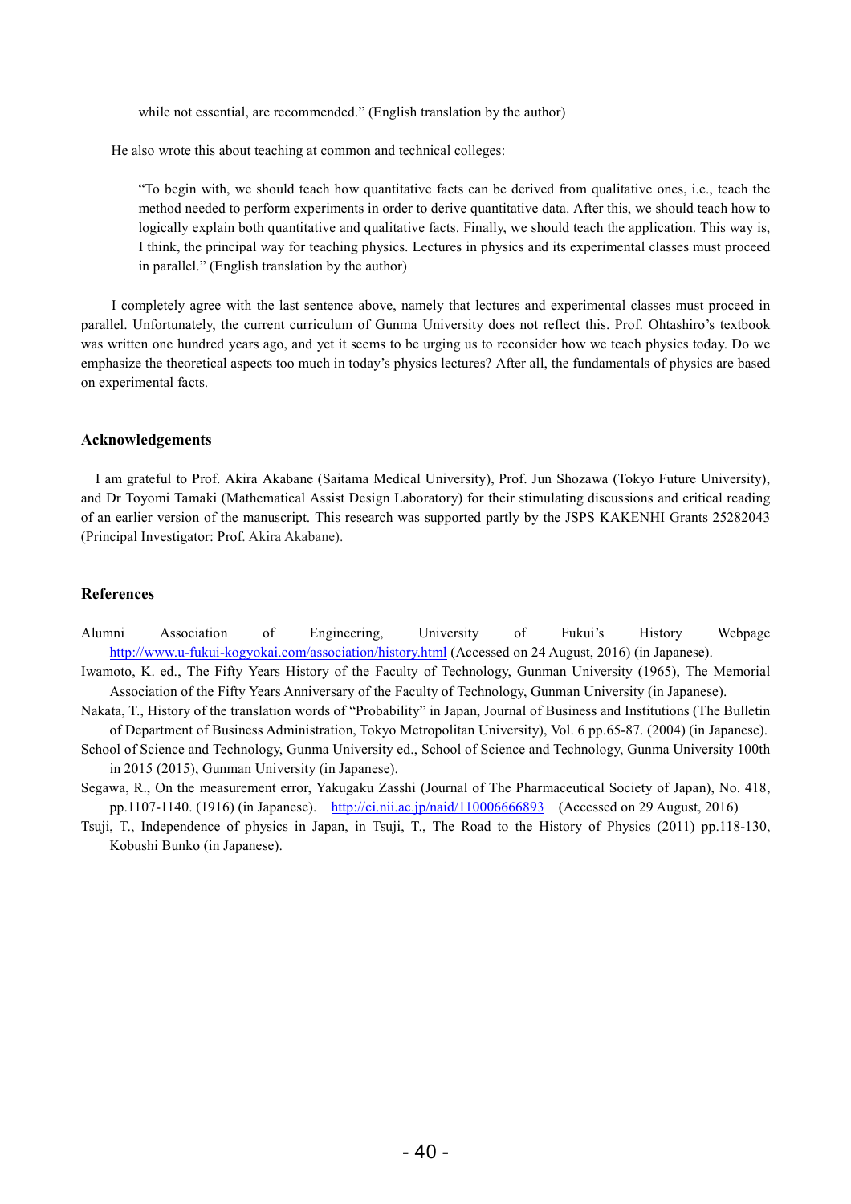while not essential, are recommended." (English translation by the author)

He also wrote this about teaching at common and technical colleges:

> "To begin with, we should teach how quantitative facts can be derived from qualitative ones, i.e., teach the method needed to perform experiments in order to derive quantitative data. After this, we should teach how to logically explain both quantitative and qualitative facts. Finally, we should teach the application. This way is, I think, the principal way for teaching physics. Lectures in physics and its experimental classes must proceed in parallel." (English translation by the author)

I completely agree with the last sentence above, namely that lectures and experimental classes must proceed in parallel. Unfortunately, the current curriculum of Gunma University does not reflect this. Prof. Ohtashiro's textbook was written one hundred years ago, and yet it seems to be urging us to reconsider how we teach physics today. Do we emphasize the theoretical aspects too much in today's physics lectures? After all, the fundamentals of physics are based on experimental facts.

## Acknowledgements

I am grateful to Prof. Akira Akabane (Saitama Medical University), Prof. Jun Shozawa (Tokyo Future University), and Dr Toyomi Tamaki (Mathematical Assist Design Laboratory) for their stimulating discussions and critical reading of an earlier version of the manuscript. This research was supported partly by the JSPS KAKENHI Grants 25282043 (Principal Investigator: Prof. Akira Akabane).

## References

Alumni Association of Engineering, University of Fukui's History Webpage http://www.u-fukui-kogyokai.com/association/history.html (Accessed on 24 August, 2016) (in Japanese).

Iwamoto, K. ed., The Fifty Years History of the Faculty of Technology, Gunman University (1965), The Memorial Association of the Fifty Years Anniversary of the Faculty of Technology, Gunman University (in Japanese).

Nakata, T., History of the translation words of "Probability" in Japan, Journal of Business and Institutions (The Bulletin of Department of Business Administration, Tokyo Metropolitan University), Vol. 6 pp.65-87. (2004) (in Japanese).

School of Science and Technology, Gunma University ed., School of Science and Technology, Gunma University 100th in 2015 (2015), Gunman University (in Japanese).

Segawa, R., On the measurement error, Yakugaku Zasshi (Journal of The Pharmaceutical Society of Japan), No. 418, pp.1107-1140. (1916) (in Japanese). http://ci.nii.ac.jp/naid/110006666893 (Accessed on 29 August, 2016)

Tsuji, T., Independence of physics in Japan, in Tsuji, T., The Road to the History of Physics (2011) pp.118-130, Kobushi Bunko (in Japanese).